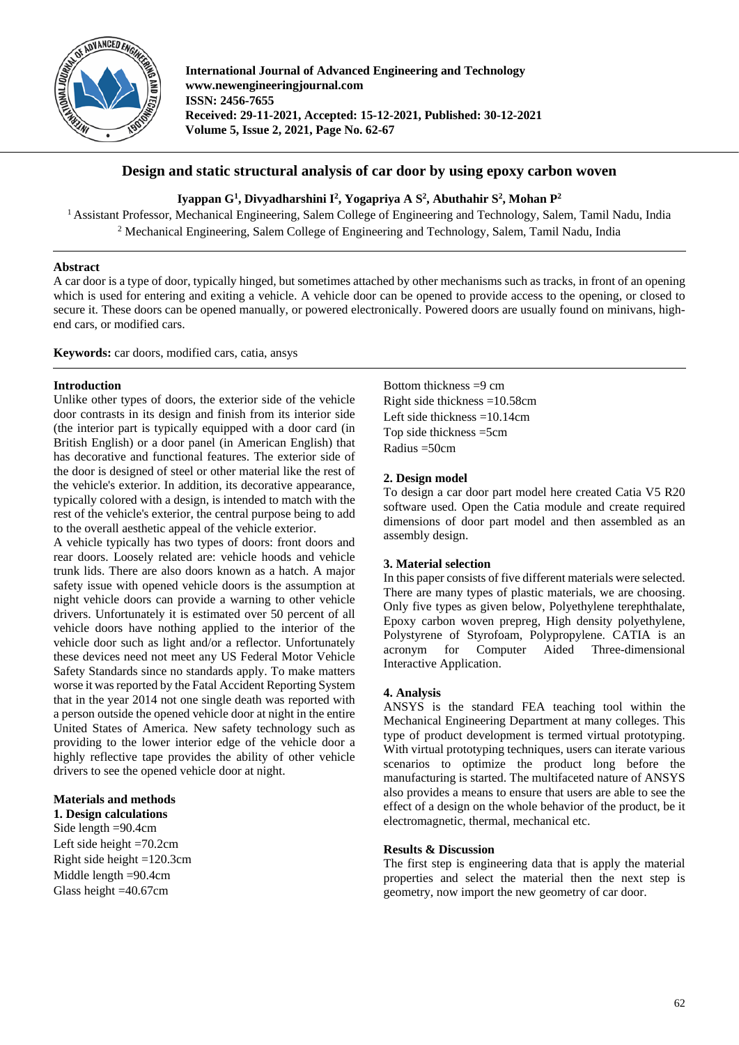International Journal of Advanced Engineering and Technology
www.newengineeringjournal.com
ISSN: 2456-7655
Received: 29-11-2021, Accepted: 15-12-2021, Published: 30-12-2021
Volume 5, Issue 2, 2021, Page No. 62-67

# Design and static structural analysis of car door by using epoxy carbon woven

**Iyappan G[1], Divyadharshini I[2], Yogapriya A S[2], Abuthahir S[2], Mohan P[2]**

[1] Assistant Professor, Mechanical Engineering, Salem College of Engineering and Technology, Salem, Tamil Nadu, India
[2] Mechanical Engineering, Salem College of Engineering and Technology, Salem, Tamil Nadu, India

## Abstract

A car door is a type of door, typically hinged, but sometimes attached by other mechanisms such as tracks, in front of an opening which is used for entering and exiting a vehicle. A vehicle door can be opened to provide access to the opening, or closed to secure it. These doors can be opened manually, or powered electronically. Powered doors are usually found on minivans, high-end cars, or modified cars.

**Keywords:** car doors, modified cars, catia, ansys

## Introduction

Unlike other types of doors, the exterior side of the vehicle door contrasts in its design and finish from its interior side (the interior part is typically equipped with a door card (in British English) or a door panel (in American English) that has decorative and functional features. The exterior side of the door is designed of steel or other material like the rest of the vehicle's exterior. In addition, its decorative appearance, typically colored with a design, is intended to match with the rest of the vehicle's exterior, the central purpose being to add to the overall aesthetic appeal of the vehicle exterior.

A vehicle typically has two types of doors: front doors and rear doors. Loosely related are: vehicle hoods and vehicle trunk lids. There are also doors known as a hatch. A major safety issue with opened vehicle doors is the assumption at night vehicle doors can provide a warning to other vehicle drivers. Unfortunately it is estimated over 50 percent of all vehicle doors have nothing applied to the interior of the vehicle door such as light and/or a reflector. Unfortunately these devices need not meet any US Federal Motor Vehicle Safety Standards since no standards apply. To make matters worse it was reported by the Fatal Accident Reporting System that in the year 2014 not one single death was reported with a person outside the opened vehicle door at night in the entire United States of America. New safety technology such as providing to the lower interior edge of the vehicle door a highly reflective tape provides the ability of other vehicle drivers to see the opened vehicle door at night.

## Materials and methods

### 1. Design calculations

Side length =90.4cm
Left side height =70.2cm
Right side height =120.3cm
Middle length =90.4cm
Glass height =40.67cm
Bottom thickness =9 cm
Right side thickness =10.58cm
Left side thickness =10.14cm
Top side thickness =5cm
Radius =50cm

### 2. Design model

To design a car door part model here created Catia V5 R20 software used. Open the Catia module and create required dimensions of door part model and then assembled as an assembly design.

### 3. Material selection

In this paper consists of five different materials were selected. There are many types of plastic materials, we are choosing. Only five types as given below, Polyethylene terephthalate, Epoxy carbon woven prepreg, High density polyethylene, Polystyrene of Styrofoam, Polypropylene. CATIA is an acronym for Computer Aided Three-dimensional Interactive Application.

### 4. Analysis

ANSYS is the standard FEA teaching tool within the Mechanical Engineering Department at many colleges. This type of product development is termed virtual prototyping. With virtual prototyping techniques, users can iterate various scenarios to optimize the product long before the manufacturing is started. The multifaceted nature of ANSYS also provides a means to ensure that users are able to see the effect of a design on the whole behavior of the product, be it electromagnetic, thermal, mechanical etc.

## Results & Discussion

The first step is engineering data that is apply the material properties and select the material then the next step is geometry, now import the new geometry of car door.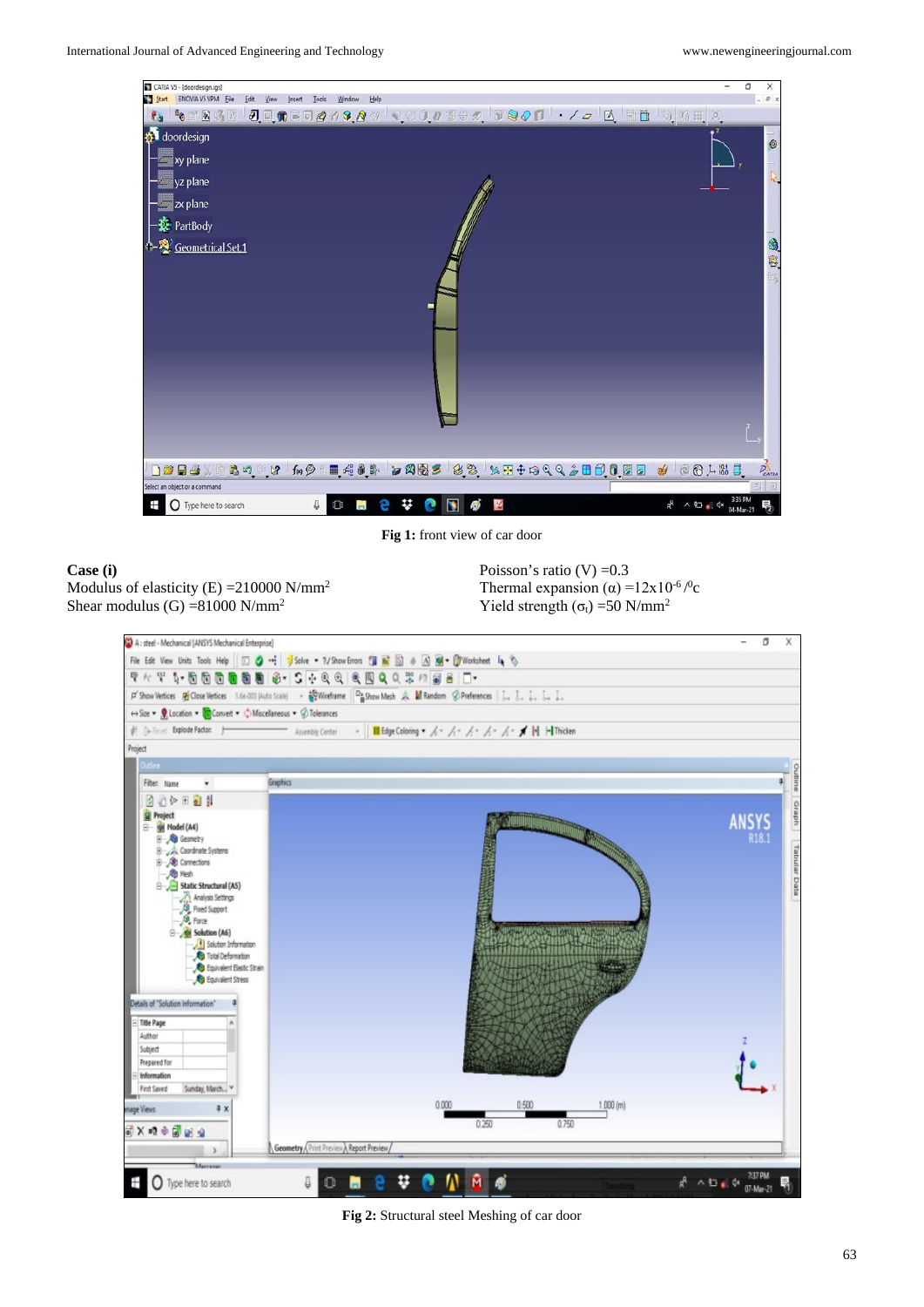Fig 1: front view of car door

**Case (i)**

Modulus of elasticity (E) =210000 N/mm$^2$

Shear modulus (G) =81000 N/mm$^2$

Poisson's ratio (V) =0.3

Thermal expansion ($\alpha$) =12x10$^{-6}$ /$^0$c

Yield strength ($\sigma_t$) =50 N/mm$^2$

Fig 2: Structural steel Meshing of car door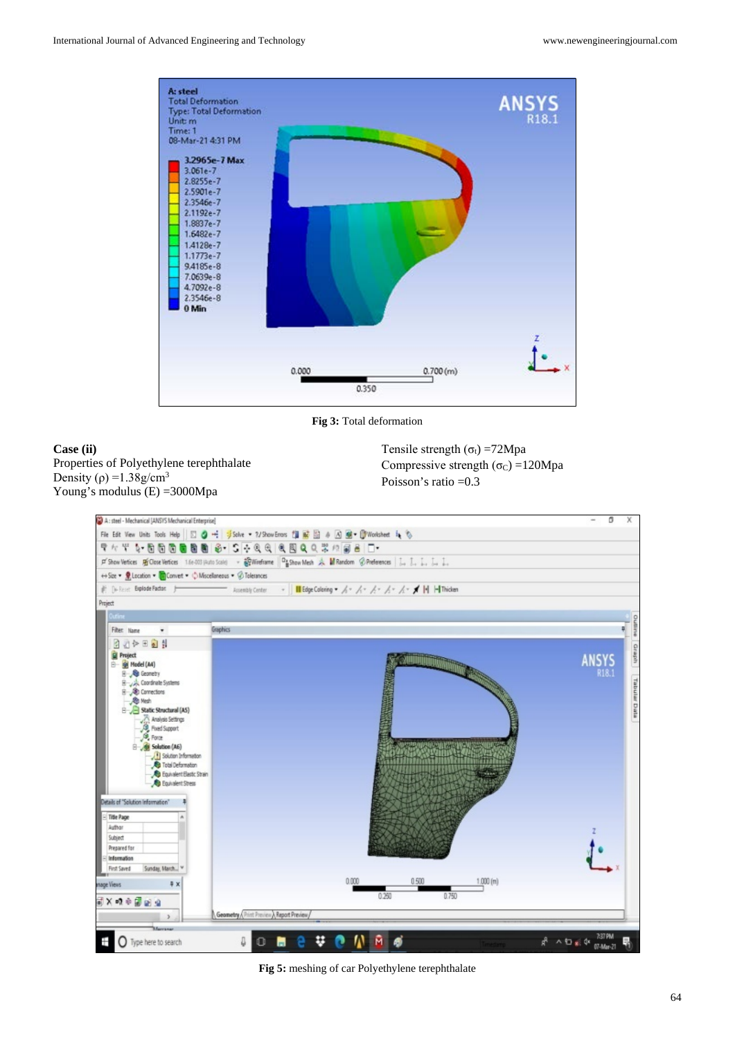Fig 3: Total deformation

**Case (ii)**

Properties of Polyethylene terephthalate

Density ($\rho$) =1.38g/cm$^3$

Young's modulus (E) =3000Mpa

Tensile strength ($\sigma_t$) =72Mpa

Compressive strength ($\sigma_C$) =120Mpa

Poisson's ratio =0.3

Fig 5: meshing of car Polyethylene terephthalate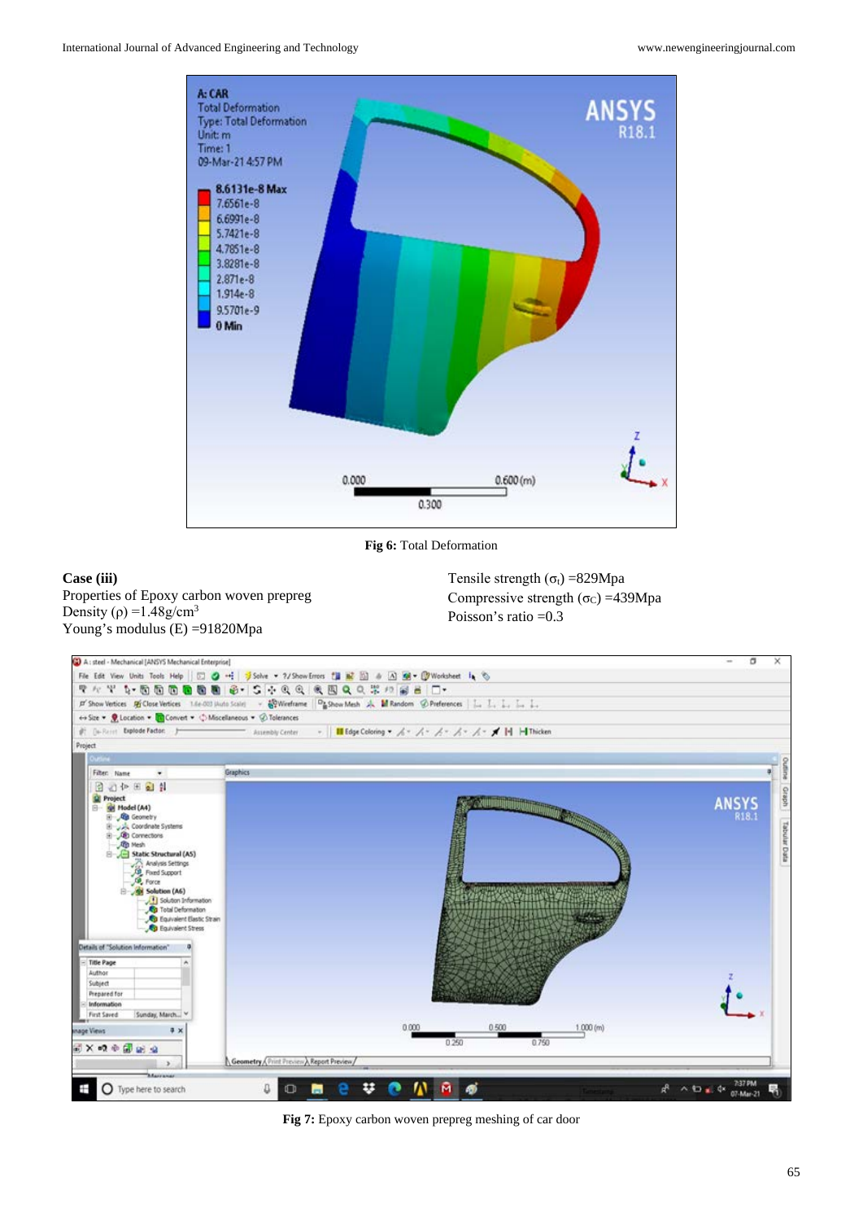Fig 6: Total Deformation

**Case (iii)**

Properties of Epoxy carbon woven prepreg

Density ($\rho$) =1.48g/cm$^3$

Young's modulus (E) =91820Mpa

Tensile strength ($\sigma_t$) =829Mpa

Compressive strength ($\sigma_C$) =439Mpa

Poisson's ratio =0.3

**Fig 7:** Epoxy carbon woven prepreg meshing of car door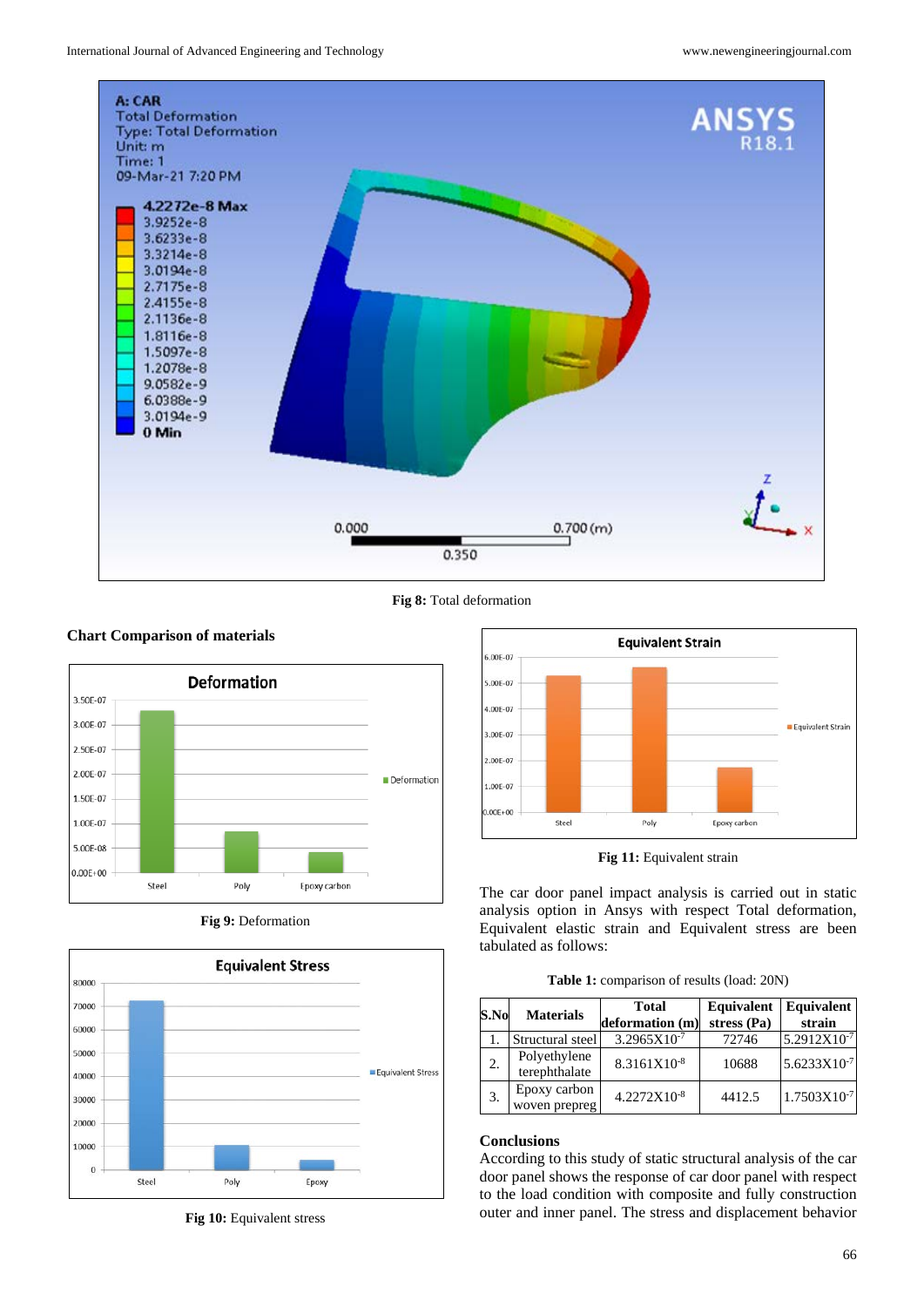**Fig 8:** Total deformation

### Chart Comparison of materials

**Fig 9:** Deformation

**Fig 10:** Equivalent stress

**Fig 11:** Equivalent strain

The car door panel impact analysis is carried out in static analysis option in Ansys with respect Total deformation, Equivalent elastic strain and Equivalent stress are been tabulated as follows:

**Table 1:** comparison of results (load: 20N)

| S.No | Materials | Total deformation (m) | Equivalent stress (Pa) | Equivalent strain |
|---|---|---|---|---|
| 1. | Structural steel | $3.2965 \times 10^{-7}$ | 72746 | $5.2912 \times 10^{-7}$ |
| 2. | Polyethylene terephthalate | $8.3161 \times 10^{-8}$ | 10688 | $5.6233 \times 10^{-7}$ |
| 3. | Epoxy carbon woven prepreg | $4.2272 \times 10^{-8}$ | 4412.5 | $1.7503 \times 10^{-7}$ |

### Conclusions

According to this study of static structural analysis of the car door panel shows the response of car door panel with respect to the load condition with composite and fully construction outer and inner panel. The stress and displacement behavior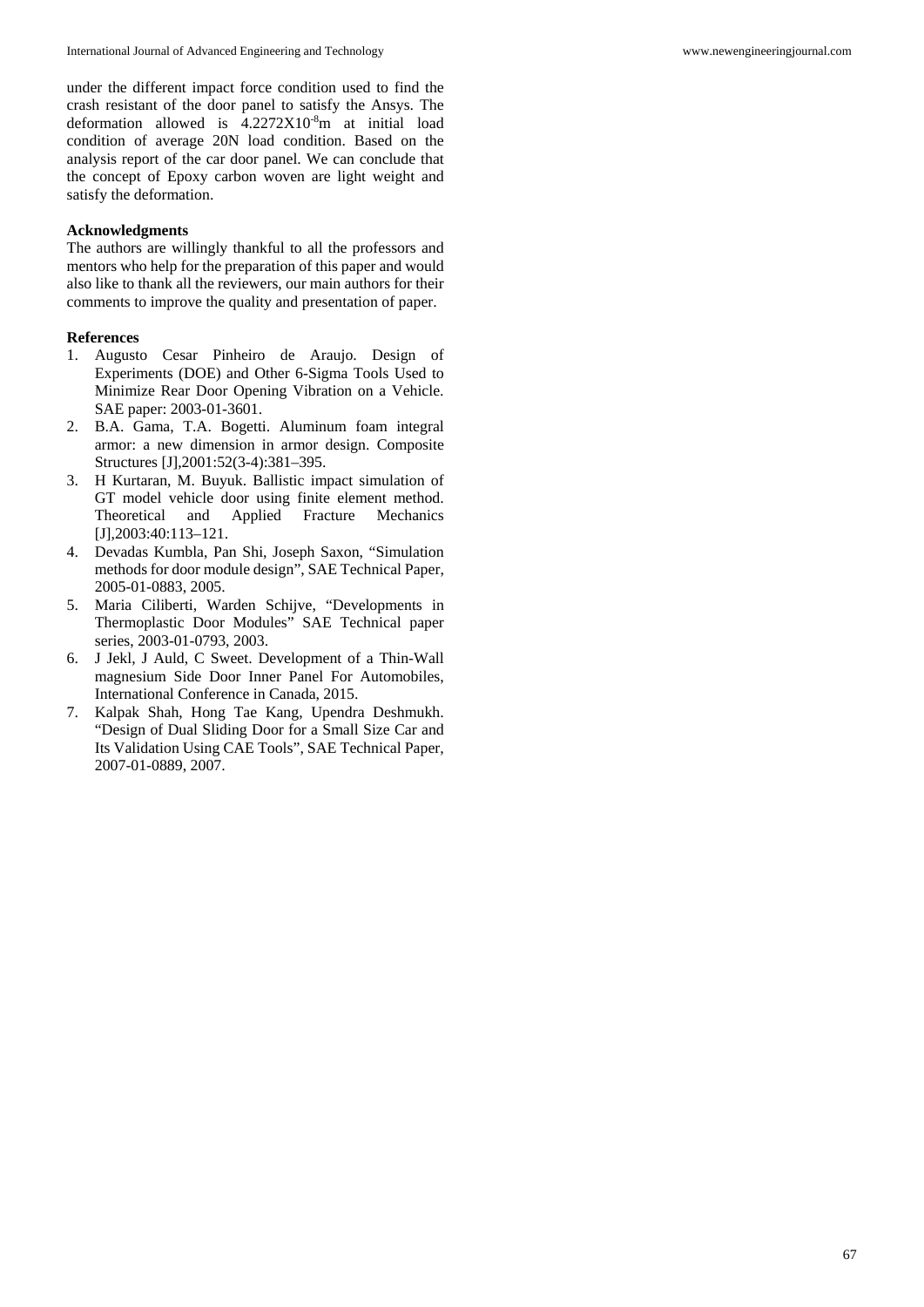under the different impact force condition used to find the crash resistant of the door panel to satisfy the Ansys. The deformation allowed is $4.2272X10^{-8}$m at initial load condition of average 20N load condition. Based on the analysis report of the car door panel. We can conclude that the concept of Epoxy carbon woven are light weight and satisfy the deformation.

**Acknowledgments**

The authors are willingly thankful to all the professors and mentors who help for the preparation of this paper and would also like to thank all the reviewers, our main authors for their comments to improve the quality and presentation of paper.

**References**

1. Augusto Cesar Pinheiro de Araujo. Design of Experiments (DOE) and Other 6-Sigma Tools Used to Minimize Rear Door Opening Vibration on a Vehicle. SAE paper: 2003-01-3601.
2. B.A. Gama, T.A. Bogetti. Aluminum foam integral armor: a new dimension in armor design. Composite Structures [J],2001:52(3-4):381–395.
3. H Kurtaran, M. Buyuk. Ballistic impact simulation of GT model vehicle door using finite element method. Theoretical and Applied Fracture Mechanics [J],2003:40:113–121.
4. Devadas Kumbla, Pan Shi, Joseph Saxon, “Simulation methods for door module design”, SAE Technical Paper, 2005-01-0883, 2005.
5. Maria Ciliberti, Warden Schijve, “Developments in Thermoplastic Door Modules” SAE Technical paper series, 2003-01-0793, 2003.
6. J Jekl, J Auld, C Sweet. Development of a Thin-Wall magnesium Side Door Inner Panel For Automobiles, International Conference in Canada, 2015.
7. Kalpak Shah, Hong Tae Kang, Upendra Deshmukh. “Design of Dual Sliding Door for a Small Size Car and Its Validation Using CAE Tools”, SAE Technical Paper, 2007-01-0889, 2007.